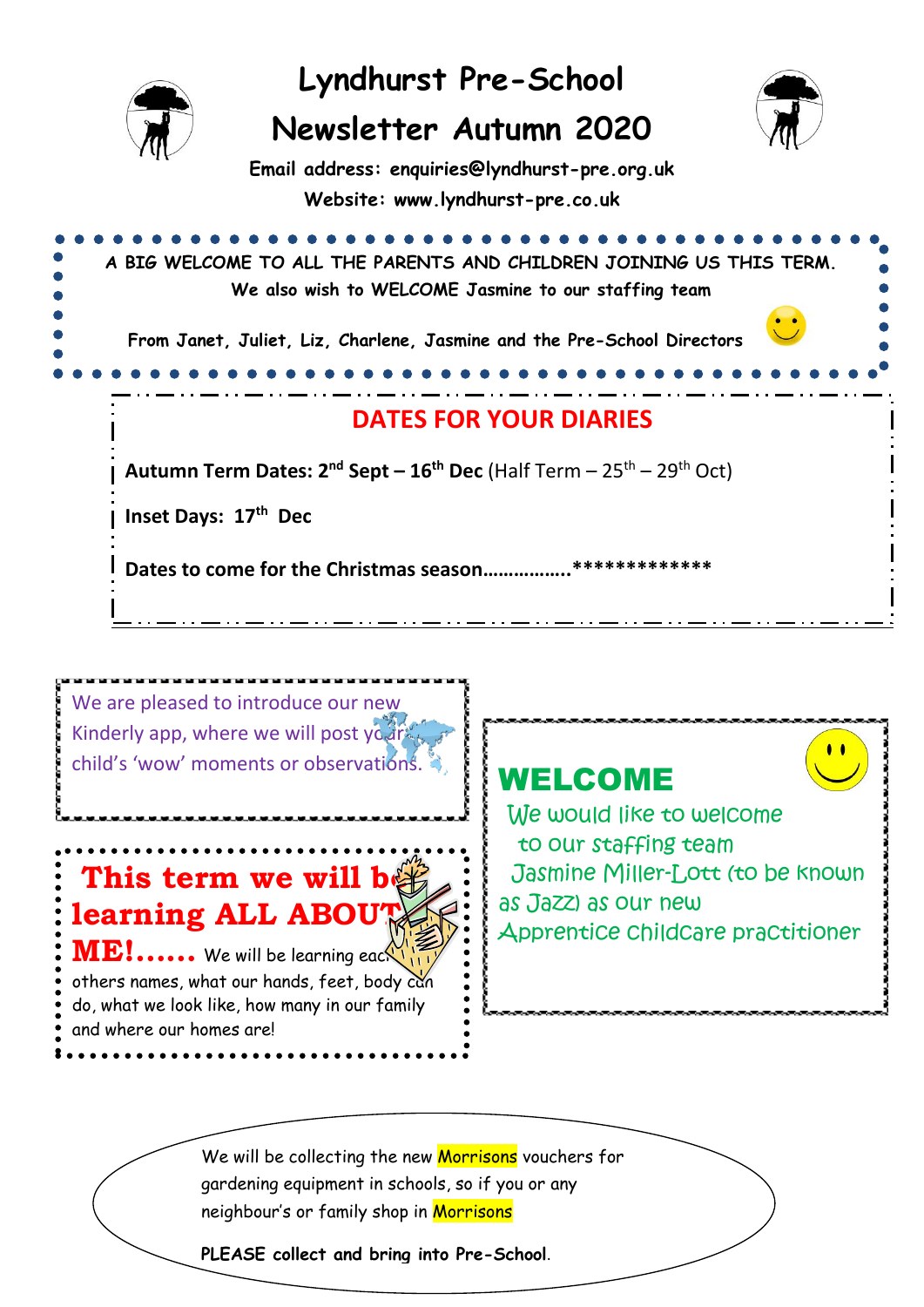# Lyndhurst Pre-School
# Newsletter Autumn 2020

**Email address: enquiries@lyndhurst-pre.org.uk**

**Website: www.lyndhurst-pre.co.uk**

A BIG WELCOME TO ALL THE PARENTS AND CHILDREN JOINING US THIS TERM.

We also wish to WELCOME Jasmine to our staffing team

From Janet, Juliet, Liz, Charlene, Jasmine and the Pre-School Directors

## DATES FOR YOUR DIARIES

**Autumn Term Dates: 2nd Sept – 16th Dec** (Half Term – 25th – 29th Oct)

**Inset Days: 17th Dec**

**Dates to come for the Christmas season…………….**\*\*\*\*\*\*\*\*\*\*\*\*\*

We are pleased to introduce our new Kinderly app, where we will post your child's 'wow' moments or observations.

## This term we will be learning ALL ABOUT ME!......

We will be learning each others names, what our hands, feet, body can do, what we look like, how many in our family and where our homes are!

## WELCOME

We would like to welcome to our staffing team Jasmine Miller-Lott (to be known as Jazz) as our new Apprentice childcare practitioner

We will be collecting the new Morrisons vouchers for gardening equipment in schools, so if you or any neighbour's or family shop in Morrisons

**PLEASE collect and bring into Pre-School**.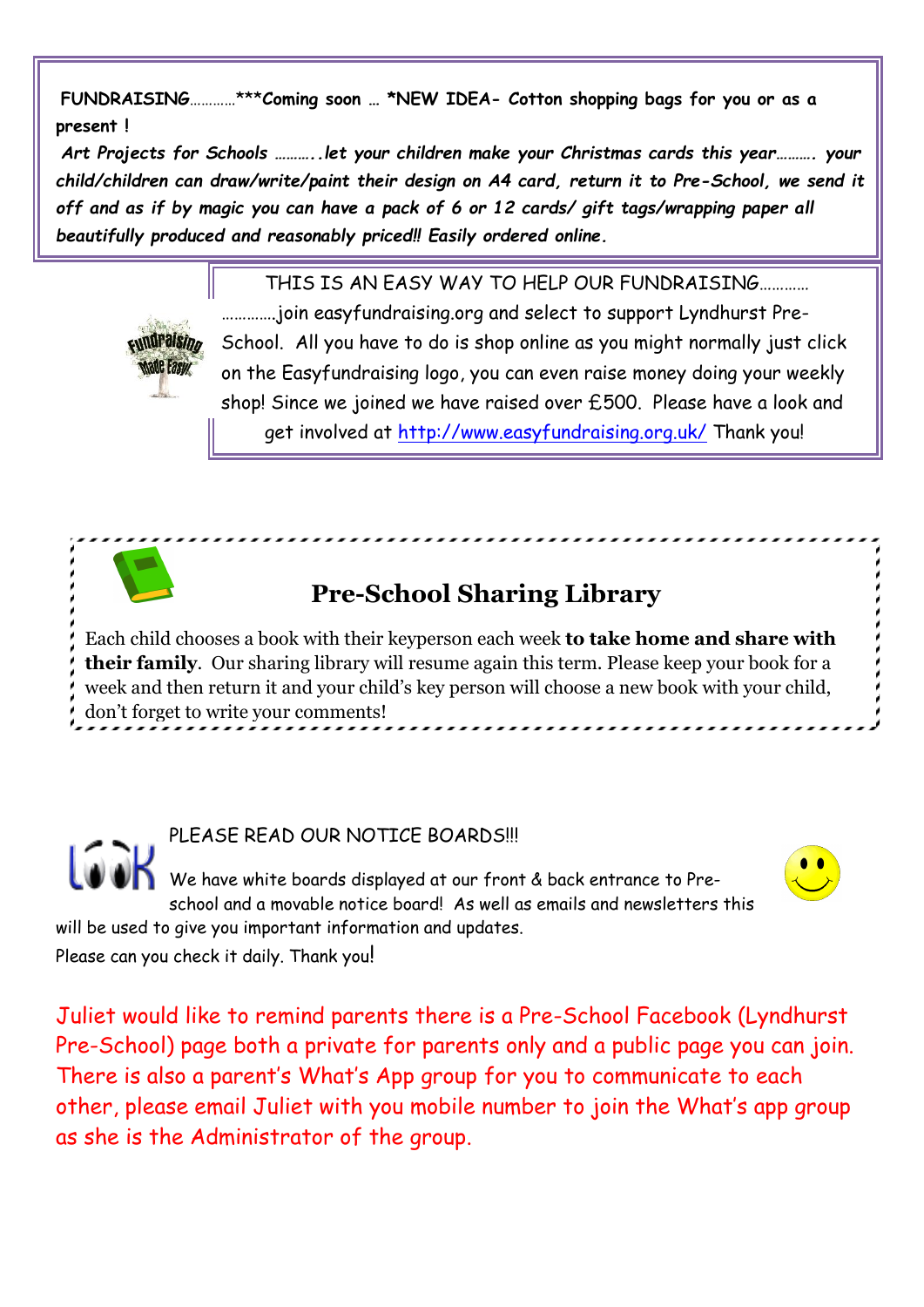**FUNDRAISING**…………***Coming soon … *NEW IDEA- Cotton shopping bags for you or as a present !

*Art Projects for Schools ………..let your children make your Christmas cards this year………. your child/children can draw/write/paint their design on A4 card, return it to Pre-School, we send it off and as if by magic you can have a pack of 6 or 12 cards/ gift tags/wrapping paper all beautifully produced and reasonably priced!! Easily ordered online.*

THIS IS AN EASY WAY TO HELP OUR FUNDRAISING…………

………….join easyfundraising.org and select to support Lyndhurst Pre-School. All you have to do is shop online as you might normally just click on the Easyfundraising logo, you can even raise money doing your weekly shop! Since we joined we have raised over £500. Please have a look and get involved at http://www.easyfundraising.org.uk/ Thank you!

## Pre-School Sharing Library

Each child chooses a book with their keyperson each week **to take home and share with their family**. Our sharing library will resume again this term. Please keep your book for a week and then return it and your child's key person will choose a new book with your child, don't forget to write your comments!

PLEASE READ OUR NOTICE BOARDS!!!

We have white boards displayed at our front & back entrance to Pre-school and a movable notice board! As well as emails and newsletters this will be used to give you important information and updates.

Please can you check it daily. Thank you!

Juliet would like to remind parents there is a Pre-School Facebook (Lyndhurst Pre-School) page both a private for parents only and a public page you can join. There is also a parent's What's App group for you to communicate to each other, please email Juliet with you mobile number to join the What's app group as she is the Administrator of the group.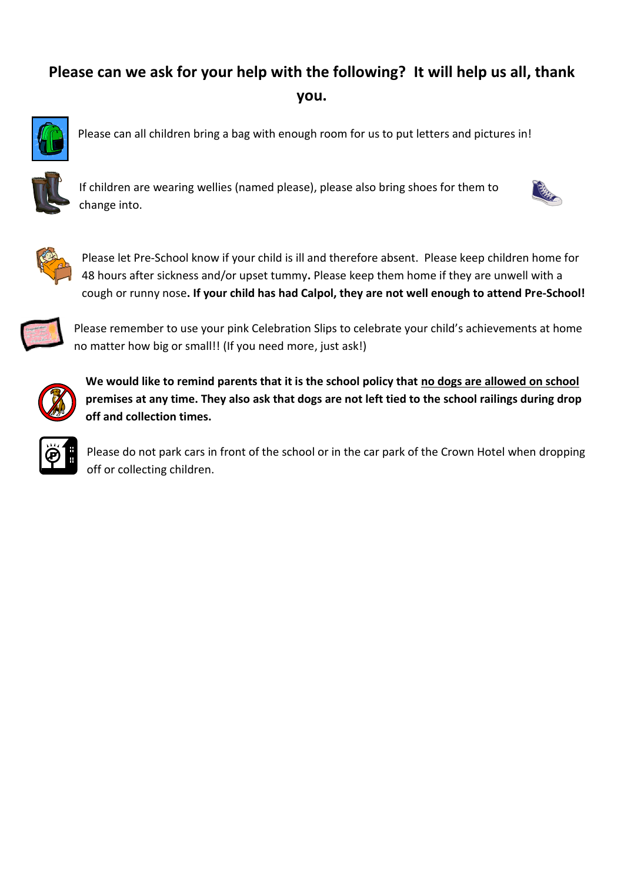**Please can we ask for your help with the following? It will help us all, thank you.**

Please can all children bring a bag with enough room for us to put letters and pictures in!

If children are wearing wellies (named please), please also bring shoes for them to change into.

Please let Pre-School know if your child is ill and therefore absent. Please keep children home for 48 hours after sickness and/or upset tummy**.** Please keep them home if they are unwell with a cough or runny nose**. If your child has had Calpol, they are not well enough to attend Pre-School!**

Please remember to use your pink Celebration Slips to celebrate your child's achievements at home no matter how big or small!! (If you need more, just ask!)

**We would like to remind parents that it is the school policy that <u>no dogs are allowed on school premises at any time</u>. They also ask that dogs are not left tied to the school railings during drop off and collection times.**

Please do not park cars in front of the school or in the car park of the Crown Hotel when dropping off or collecting children.